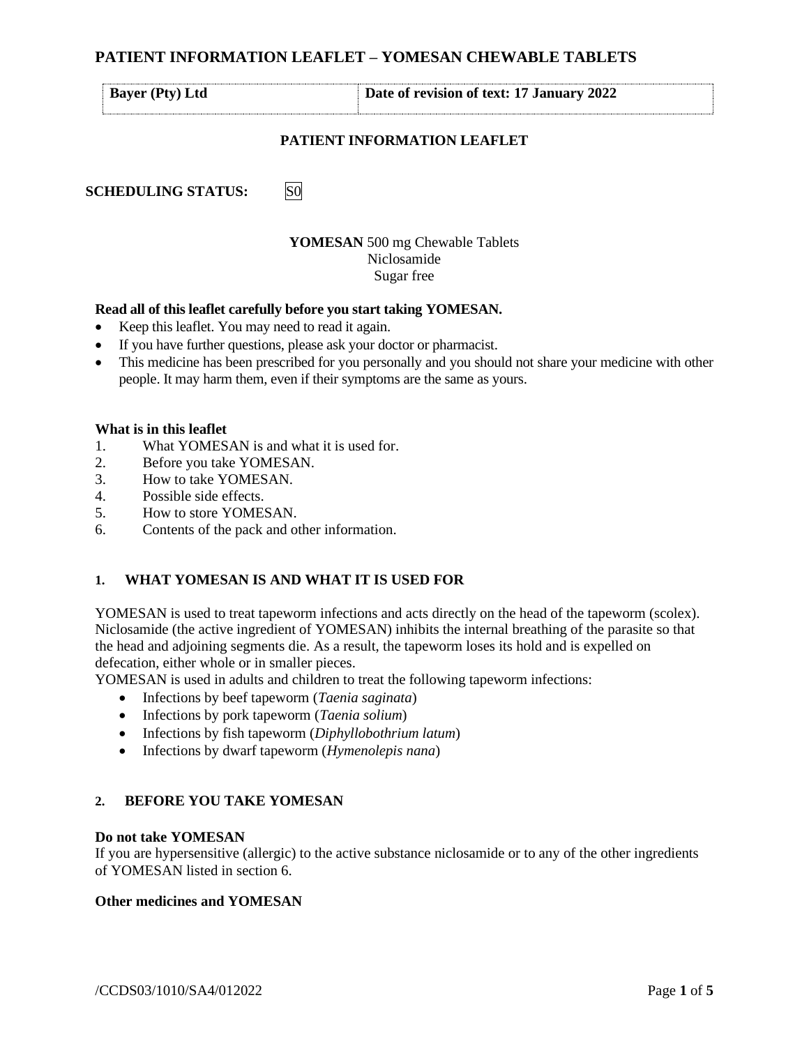# PATIENT INFORMATION LEAFLET – YOMESAN CHEWABLE TABLETS

| Bayer (Pty) Ltd | Date of revision of text: 17 January 2022 |
| --- | --- |

## PATIENT INFORMATION LEAFLET

**SCHEDULING STATUS:** S0

**YOMESAN** 500 mg Chewable Tablets
Niclosamide
Sugar free

**Read all of this leaflet carefully before you start taking YOMESAN.**

- Keep this leaflet. You may need to read it again.
- If you have further questions, please ask your doctor or pharmacist.
- This medicine has been prescribed for you personally and you should not share your medicine with other people. It may harm them, even if their symptoms are the same as yours.

**What is in this leaflet**

1. What YOMESAN is and what it is used for.
2. Before you take YOMESAN.
3. How to take YOMESAN.
4. Possible side effects.
5. How to store YOMESAN.
6. Contents of the pack and other information.

### 1. WHAT YOMESAN IS AND WHAT IT IS USED FOR

YOMESAN is used to treat tapeworm infections and acts directly on the head of the tapeworm (scolex). Niclosamide (the active ingredient of YOMESAN) inhibits the internal breathing of the parasite so that the head and adjoining segments die. As a result, the tapeworm loses its hold and is expelled on defecation, either whole or in smaller pieces.
YOMESAN is used in adults and children to treat the following tapeworm infections:

- Infections by beef tapeworm (*Taenia saginata*)
- Infections by pork tapeworm (*Taenia solium*)
- Infections by fish tapeworm (*Diphyllobothrium latum*)
- Infections by dwarf tapeworm (*Hymenolepis nana*)

### 2. BEFORE YOU TAKE YOMESAN

**Do not take YOMESAN**
If you are hypersensitive (allergic) to the active substance niclosamide or to any of the other ingredients of YOMESAN listed in section 6.

**Other medicines and YOMESAN**

/CCDS03/1010/SA4/012022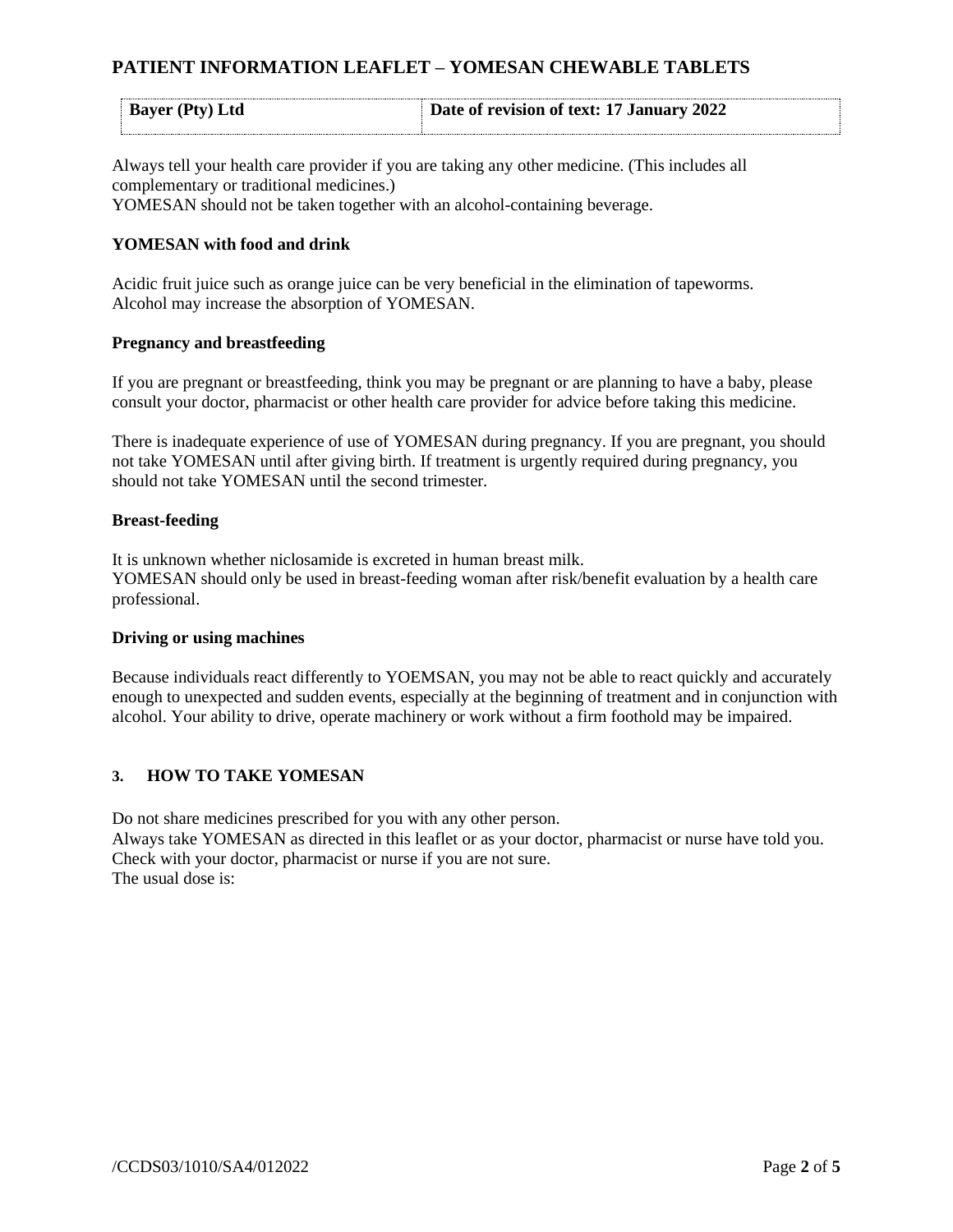Always tell your health care provider if you are taking any other medicine. (This includes all complementary or traditional medicines.)
YOMESAN should not be taken together with an alcohol-containing beverage.

**YOMESAN with food and drink**

Acidic fruit juice such as orange juice can be very beneficial in the elimination of tapeworms.
Alcohol may increase the absorption of YOMESAN.

**Pregnancy and breastfeeding**

If you are pregnant or breastfeeding, think you may be pregnant or are planning to have a baby, please consult your doctor, pharmacist or other health care provider for advice before taking this medicine.

There is inadequate experience of use of YOMESAN during pregnancy. If you are pregnant, you should not take YOMESAN until after giving birth. If treatment is urgently required during pregnancy, you should not take YOMESAN until the second trimester.

**Breast-feeding**

It is unknown whether niclosamide is excreted in human breast milk.
YOMESAN should only be used in breast-feeding woman after risk/benefit evaluation by a health care professional.

**Driving or using machines**

Because individuals react differently to YOEMSAN, you may not be able to react quickly and accurately enough to unexpected and sudden events, especially at the beginning of treatment and in conjunction with alcohol. Your ability to drive, operate machinery or work without a firm foothold may be impaired.

## 3. HOW TO TAKE YOMESAN

Do not share medicines prescribed for you with any other person.
Always take YOMESAN as directed in this leaflet or as your doctor, pharmacist or nurse have told you. Check with your doctor, pharmacist or nurse if you are not sure.
The usual dose is: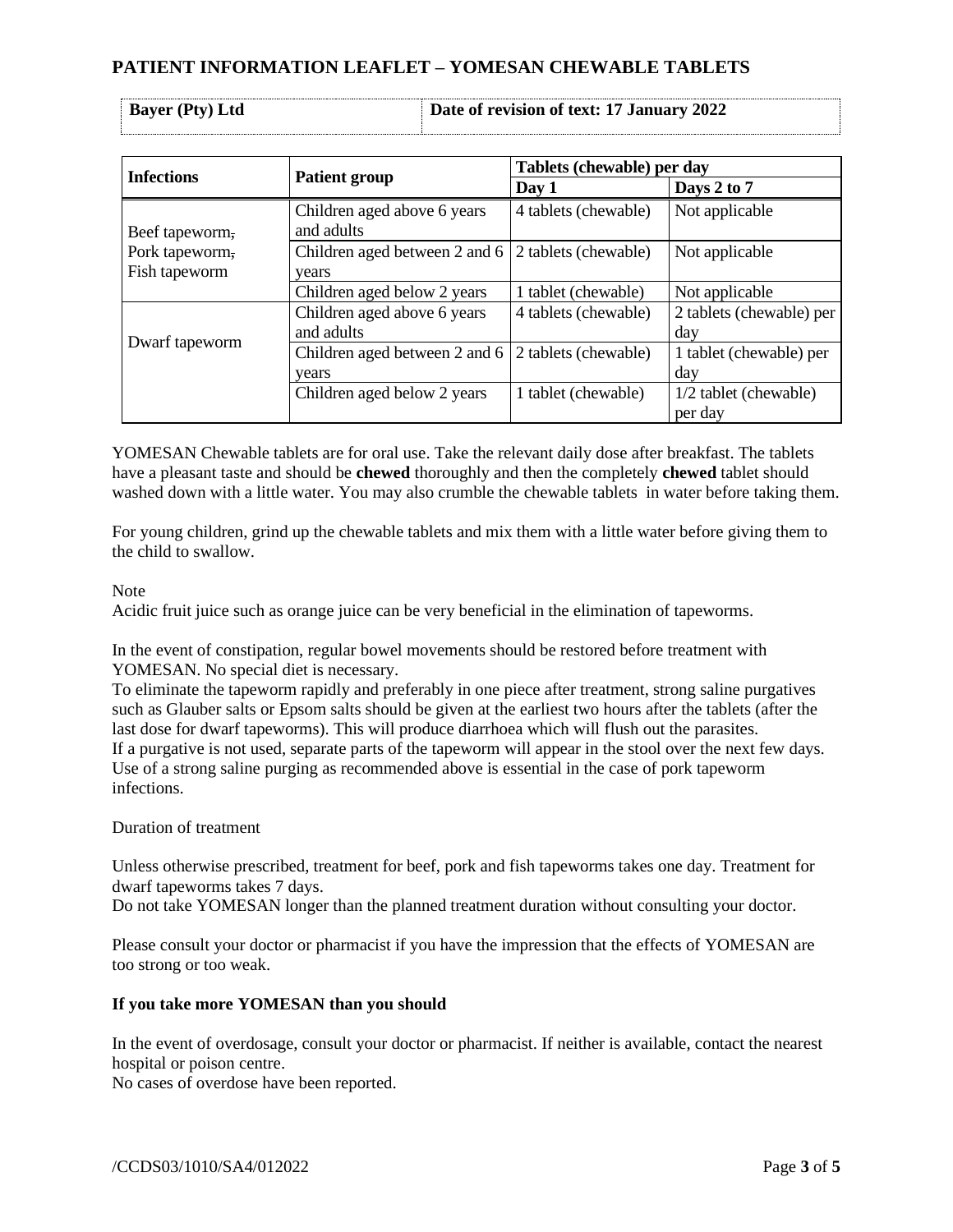| Infections | Patient group | Tablets (chewable) per day | |
|---|---|---|---|
| | | Day 1 | Days 2 to 7 |
| Beef tapeworm, Pork tapeworm, Fish tapeworm | Children aged above 6 years and adults | 4 tablets (chewable) | Not applicable |
| | Children aged between 2 and 6 years | 2 tablets (chewable) | Not applicable |
| | Children aged below 2 years | 1 tablet (chewable) | Not applicable |
| Dwarf tapeworm | Children aged above 6 years and adults | 4 tablets (chewable) | 2 tablets (chewable) per day |
| | Children aged between 2 and 6 years | 2 tablets (chewable) | 1 tablet (chewable) per day |
| | Children aged below 2 years | 1 tablet (chewable) | 1/2 tablet (chewable) per day |

YOMESAN Chewable tablets are for oral use. Take the relevant daily dose after breakfast. The tablets have a pleasant taste and should be **chewed** thoroughly and then the completely **chewed** tablet should washed down with a little water. You may also crumble the chewable tablets in water before taking them.

For young children, grind up the chewable tablets and mix them with a little water before giving them to the child to swallow.

Note

Acidic fruit juice such as orange juice can be very beneficial in the elimination of tapeworms.

In the event of constipation, regular bowel movements should be restored before treatment with YOMESAN. No special diet is necessary.

To eliminate the tapeworm rapidly and preferably in one piece after treatment, strong saline purgatives such as Glauber salts or Epsom salts should be given at the earliest two hours after the tablets (after the last dose for dwarf tapeworms). This will produce diarrhoea which will flush out the parasites.

If a purgative is not used, separate parts of the tapeworm will appear in the stool over the next few days.

Use of a strong saline purging as recommended above is essential in the case of pork tapeworm infections.

Duration of treatment

Unless otherwise prescribed, treatment for beef, pork and fish tapeworms takes one day. Treatment for dwarf tapeworms takes 7 days.

Do not take YOMESAN longer than the planned treatment duration without consulting your doctor.

Please consult your doctor or pharmacist if you have the impression that the effects of YOMESAN are too strong or too weak.

**If you take more YOMESAN than you should**

In the event of overdosage, consult your doctor or pharmacist. If neither is available, contact the nearest hospital or poison centre.

No cases of overdose have been reported.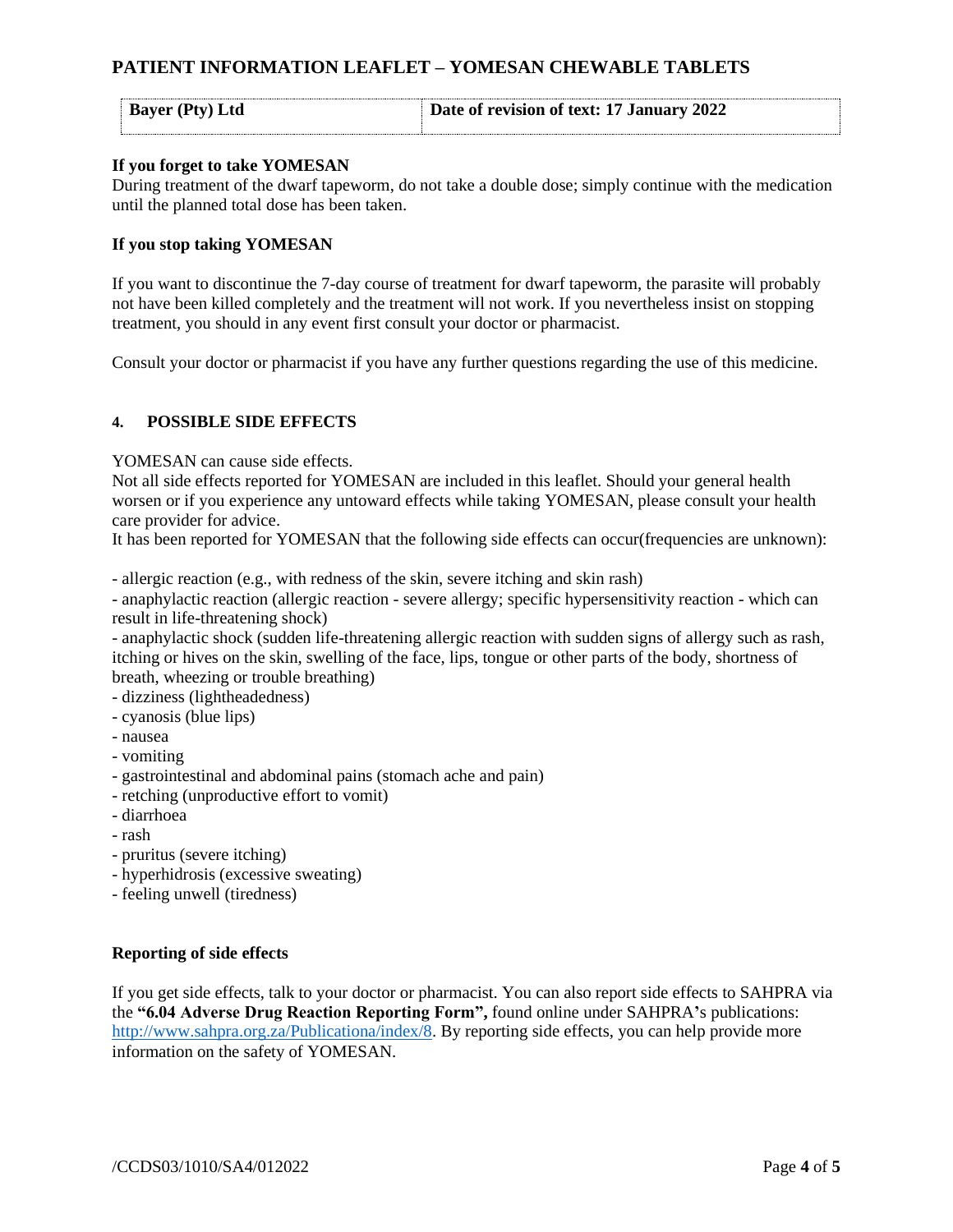**If you forget to take YOMESAN**

During treatment of the dwarf tapeworm, do not take a double dose; simply continue with the medication until the planned total dose has been taken.

**If you stop taking YOMESAN**

If you want to discontinue the 7-day course of treatment for dwarf tapeworm, the parasite will probably not have been killed completely and the treatment will not work. If you nevertheless insist on stopping treatment, you should in any event first consult your doctor or pharmacist.

Consult your doctor or pharmacist if you have any further questions regarding the use of this medicine.

## 4. POSSIBLE SIDE EFFECTS

YOMESAN can cause side effects.
Not all side effects reported for YOMESAN are included in this leaflet. Should your general health worsen or if you experience any untoward effects while taking YOMESAN, please consult your health care provider for advice.
It has been reported for YOMESAN that the following side effects can occur(frequencies are unknown):

- allergic reaction (e.g., with redness of the skin, severe itching and skin rash)
- anaphylactic reaction (allergic reaction - severe allergy; specific hypersensitivity reaction - which can result in life-threatening shock)
- anaphylactic shock (sudden life-threatening allergic reaction with sudden signs of allergy such as rash, itching or hives on the skin, swelling of the face, lips, tongue or other parts of the body, shortness of breath, wheezing or trouble breathing)
- dizziness (lightheadedness)
- cyanosis (blue lips)
- nausea
- vomiting
- gastrointestinal and abdominal pains (stomach ache and pain)
- retching (unproductive effort to vomit)
- diarrhoea
- rash
- pruritus (severe itching)
- hyperhidrosis (excessive sweating)
- feeling unwell (tiredness)

**Reporting of side effects**

If you get side effects, talk to your doctor or pharmacist. You can also report side effects to SAHPRA via the **"6.04 Adverse Drug Reaction Reporting Form",** found online under SAHPRA**'**s publications: http://www.sahpra.org.za/Publicationa/index/8. By reporting side effects, you can help provide more information on the safety of YOMESAN.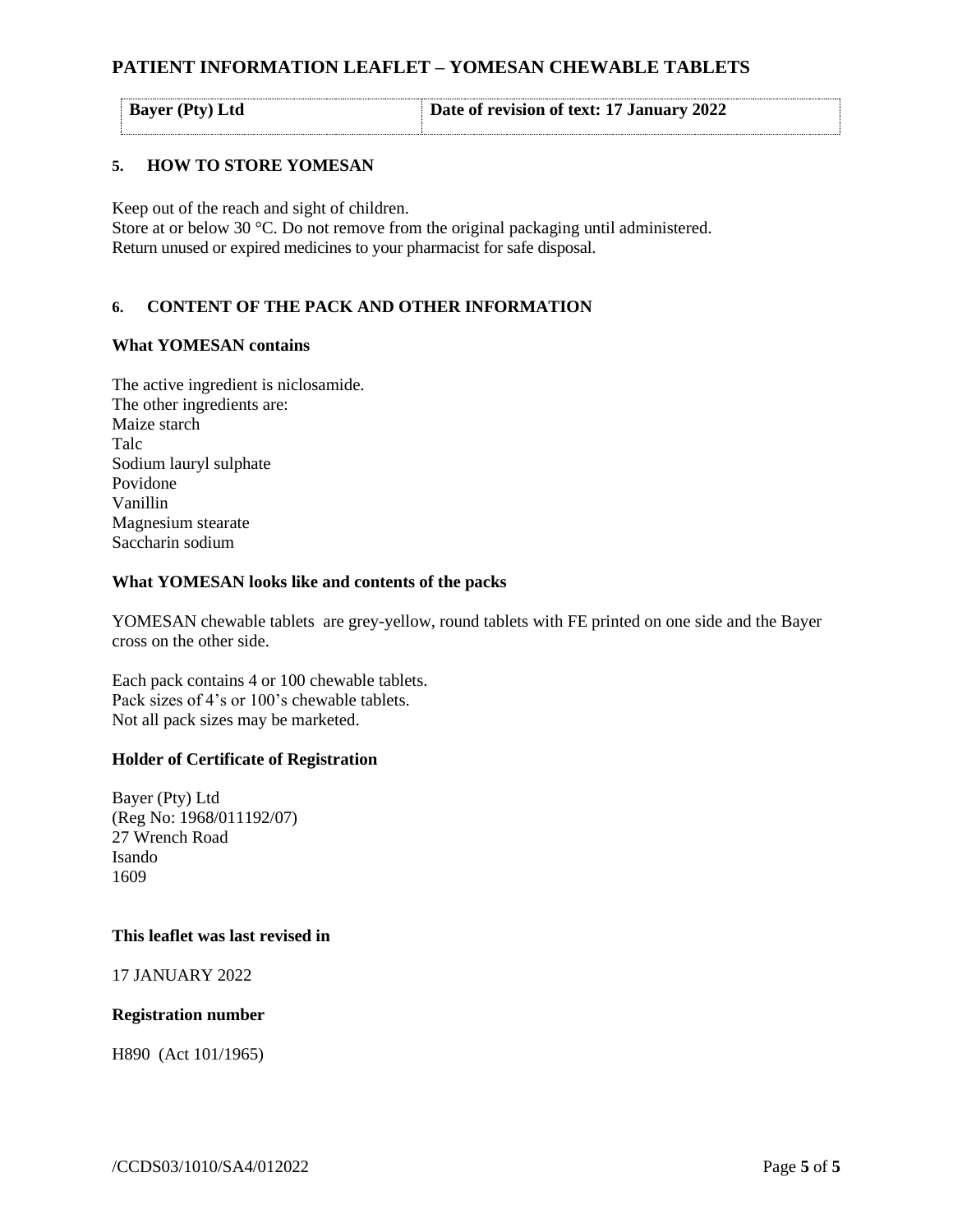## 5. HOW TO STORE YOMESAN

Keep out of the reach and sight of children.
Store at or below 30 °C. Do not remove from the original packaging until administered.
Return unused or expired medicines to your pharmacist for safe disposal.

## 6. CONTENT OF THE PACK AND OTHER INFORMATION

### What YOMESAN contains

The active ingredient is niclosamide.
The other ingredients are:
Maize starch
Talc
Sodium lauryl sulphate
Povidone
Vanillin
Magnesium stearate
Saccharin sodium

### What YOMESAN looks like and contents of the packs

YOMESAN chewable tablets are grey-yellow, round tablets with FE printed on one side and the Bayer cross on the other side.

Each pack contains 4 or 100 chewable tablets.
Pack sizes of 4's or 100's chewable tablets.
Not all pack sizes may be marketed.

### Holder of Certificate of Registration

Bayer (Pty) Ltd
(Reg No: 1968/011192/07)
27 Wrench Road
Isando
1609

### This leaflet was last revised in

17 JANUARY 2022

### Registration number

H890 (Act 101/1965)